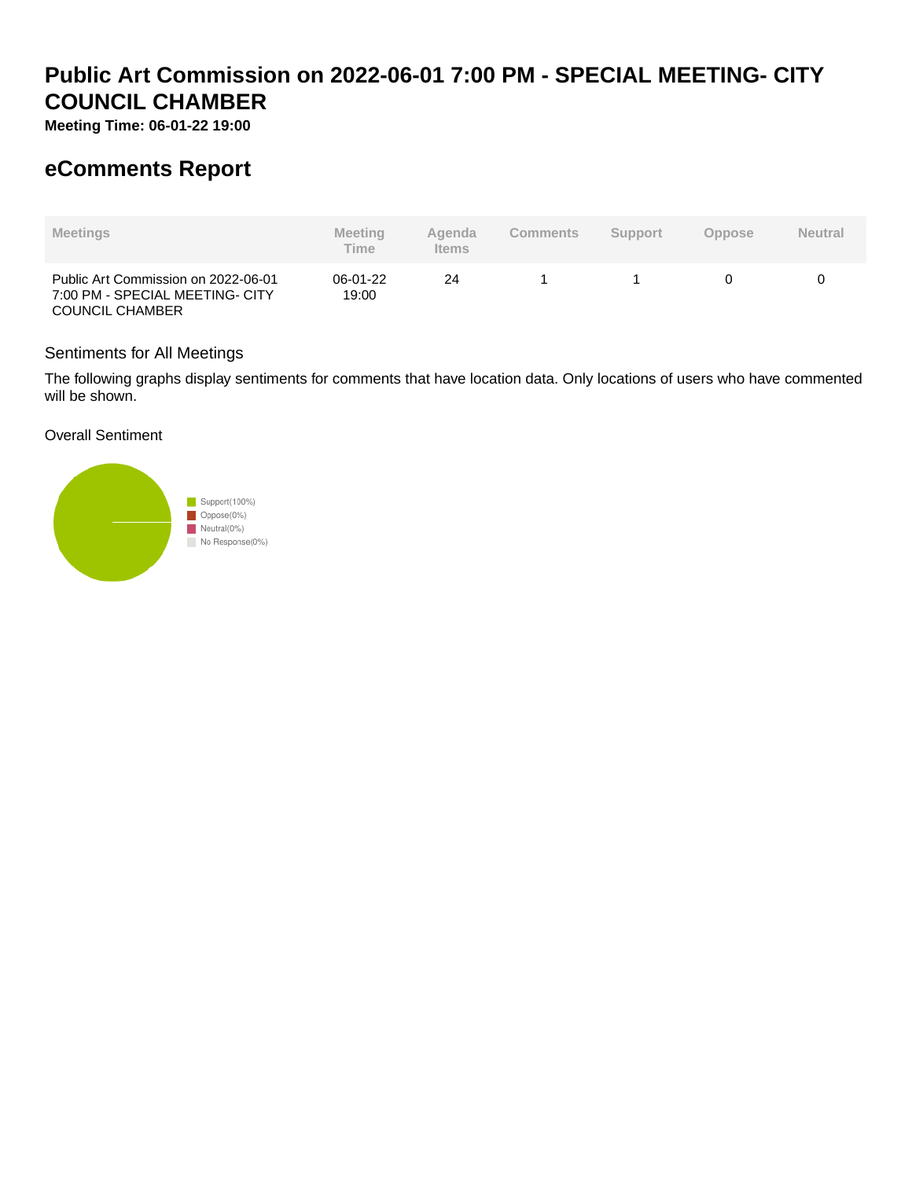# Public Art Commission on 2022-06-01 7:00 PM - SPECIAL MEETING- CITY COUNCIL CHAMBER

**Meeting Time: 06-01-22 19:00**

## eComments Report

| Meetings | Meeting Time | Agenda Items | Comments | Support | Oppose | Neutral |
|---|---|---|---|---|---|---|
| Public Art Commission on 2022-06-01 7:00 PM - SPECIAL MEETING- CITY COUNCIL CHAMBER | 06-01-22 19:00 | 24 | 1 | 1 | 0 | 0 |

### Sentiments for All Meetings

The following graphs display sentiments for comments that have location data. Only locations of users who have commented will be shown.

Overall Sentiment

Support(100%)
Oppose(0%)
Neutral(0%)
No Response(0%)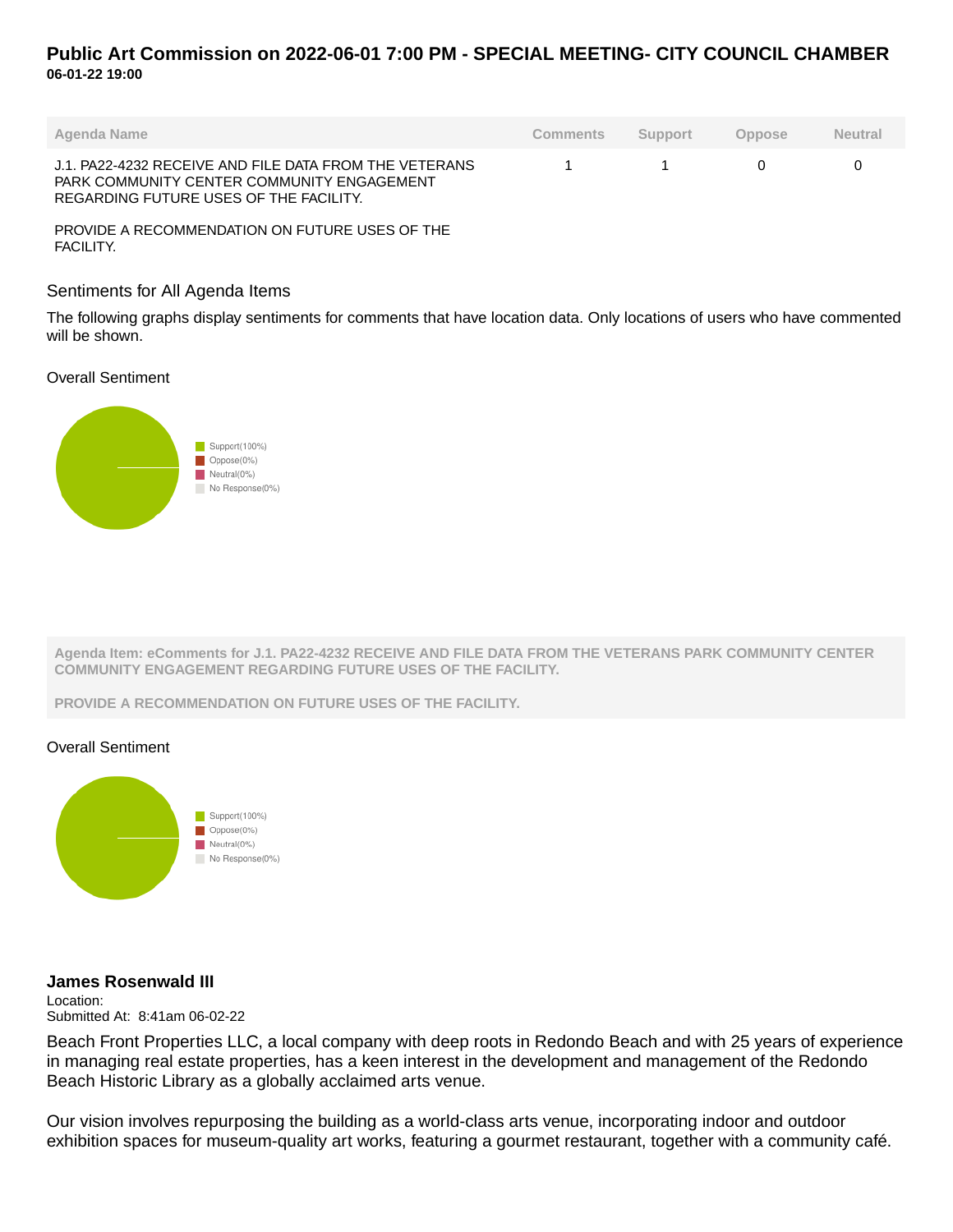# Public Art Commission on 2022-06-01 7:00 PM - SPECIAL MEETING- CITY COUNCIL CHAMBER

**06-01-22 19:00**

| Agenda Name | Comments | Support | Oppose | Neutral |
|---|---|---|---|---|
| J.1. PA22-4232 RECEIVE AND FILE DATA FROM THE VETERANS PARK COMMUNITY CENTER COMMUNITY ENGAGEMENT REGARDING FUTURE USES OF THE FACILITY. PROVIDE A RECOMMENDATION ON FUTURE USES OF THE FACILITY. | 1 | 1 | 0 | 0 |

## Sentiments for All Agenda Items

The following graphs display sentiments for comments that have location data. Only locations of users who have commented will be shown.

Overall Sentiment

- Support(100%)
- Oppose(0%)
- Neutral(0%)
- No Response(0%)

**Agenda Item: eComments for J.1. PA22-4232 RECEIVE AND FILE DATA FROM THE VETERANS PARK COMMUNITY CENTER COMMUNITY ENGAGEMENT REGARDING FUTURE USES OF THE FACILITY.**

**PROVIDE A RECOMMENDATION ON FUTURE USES OF THE FACILITY.**

Overall Sentiment

- Support(100%)
- Oppose(0%)
- Neutral(0%)
- No Response(0%)

### James Rosenwald III

Location:
Submitted At: 8:41am 06-02-22

Beach Front Properties LLC, a local company with deep roots in Redondo Beach and with 25 years of experience in managing real estate properties, has a keen interest in the development and management of the Redondo Beach Historic Library as a globally acclaimed arts venue.

Our vision involves repurposing the building as a world-class arts venue, incorporating indoor and outdoor exhibition spaces for museum-quality art works, featuring a gourmet restaurant, together with a community café.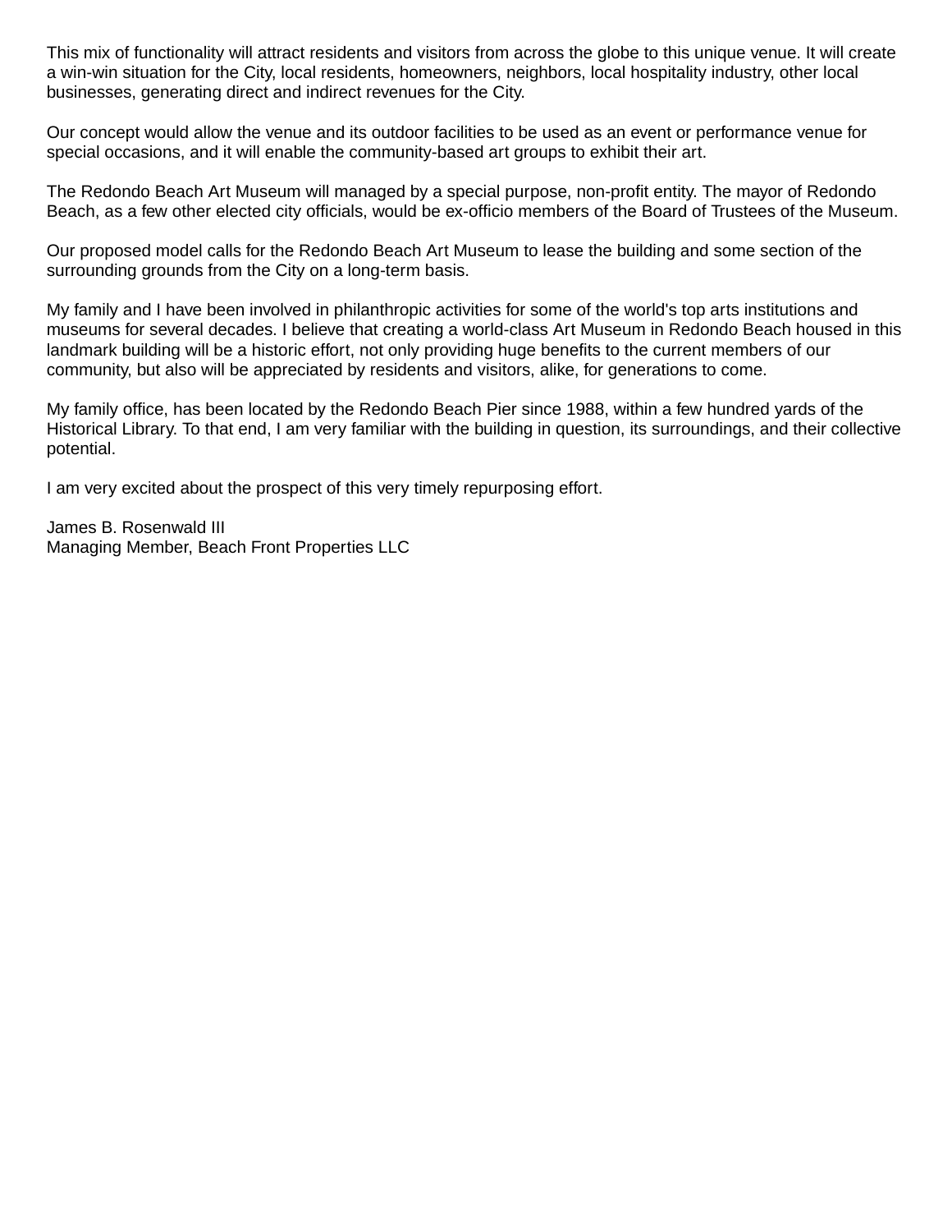This mix of functionality will attract residents and visitors from across the globe to this unique venue. It will create a win-win situation for the City, local residents, homeowners, neighbors, local hospitality industry, other local businesses, generating direct and indirect revenues for the City.

Our concept would allow the venue and its outdoor facilities to be used as an event or performance venue for special occasions, and it will enable the community-based art groups to exhibit their art.

The Redondo Beach Art Museum will managed by a special purpose, non-profit entity. The mayor of Redondo Beach, as a few other elected city officials, would be ex-officio members of the Board of Trustees of the Museum.

Our proposed model calls for the Redondo Beach Art Museum to lease the building and some section of the surrounding grounds from the City on a long-term basis.

My family and I have been involved in philanthropic activities for some of the world's top arts institutions and museums for several decades. I believe that creating a world-class Art Museum in Redondo Beach housed in this landmark building will be a historic effort, not only providing huge benefits to the current members of our community, but also will be appreciated by residents and visitors, alike, for generations to come.

My family office, has been located by the Redondo Beach Pier since 1988, within a few hundred yards of the Historical Library. To that end, I am very familiar with the building in question, its surroundings, and their collective potential.

I am very excited about the prospect of this very timely repurposing effort.

James B. Rosenwald III
Managing Member, Beach Front Properties LLC